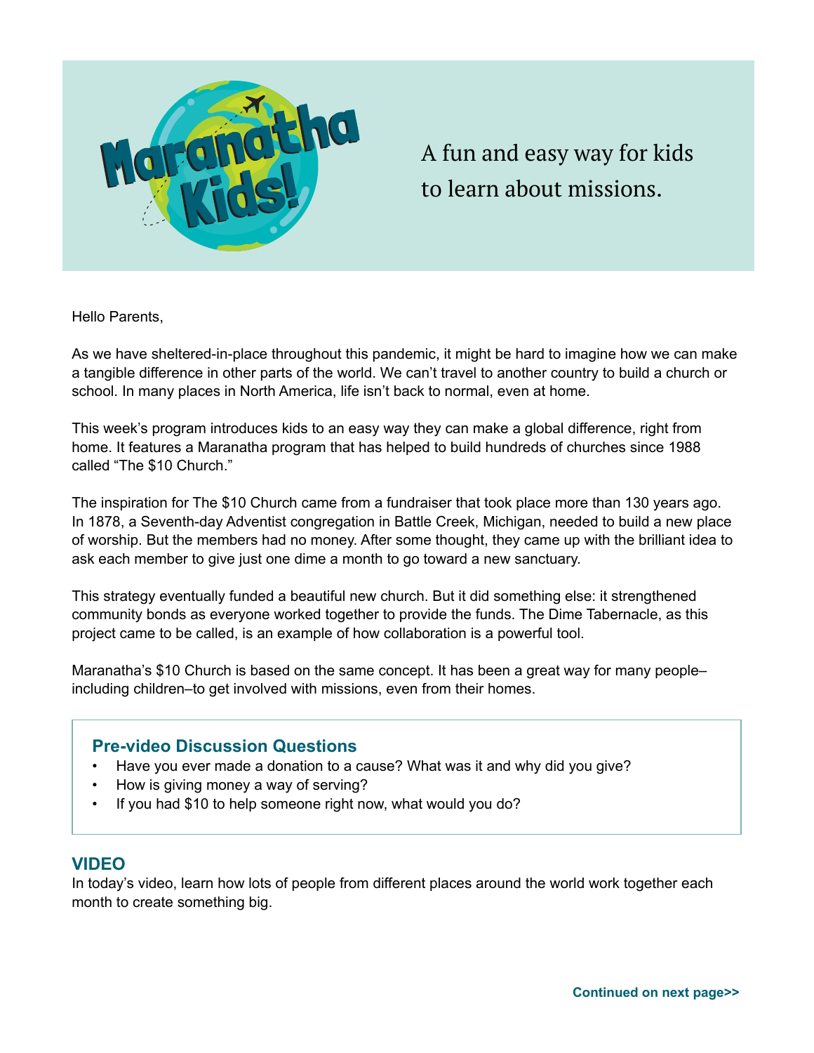# Maranatha Kids!

A fun and easy way for kids to learn about missions.

Hello Parents,

As we have sheltered-in-place throughout this pandemic, it might be hard to imagine how we can make a tangible difference in other parts of the world. We can't travel to another country to build a church or school. In many places in North America, life isn't back to normal, even at home.

This week's program introduces kids to an easy way they can make a global difference, right from home. It features a Maranatha program that has helped to build hundreds of churches since 1988 called "The $10 Church."

The inspiration for The $10 Church came from a fundraiser that took place more than 130 years ago. In 1878, a Seventh-day Adventist congregation in Battle Creek, Michigan, needed to build a new place of worship. But the members had no money. After some thought, they came up with the brilliant idea to ask each member to give just one dime a month to go toward a new sanctuary.

This strategy eventually funded a beautiful new church. But it did something else: it strengthened community bonds as everyone worked together to provide the funds. The Dime Tabernacle, as this project came to be called, is an example of how collaboration is a powerful tool.

Maranatha's $10 Church is based on the same concept. It has been a great way for many people–including children–to get involved with missions, even from their homes.

## Pre-video Discussion Questions

- Have you ever made a donation to a cause? What was it and why did you give?
- How is giving money a way of serving?
- If you had $10 to help someone right now, what would you do?

## VIDEO

In today's video, learn how lots of people from different places around the world work together each month to create something big.

**Continued on next page>>**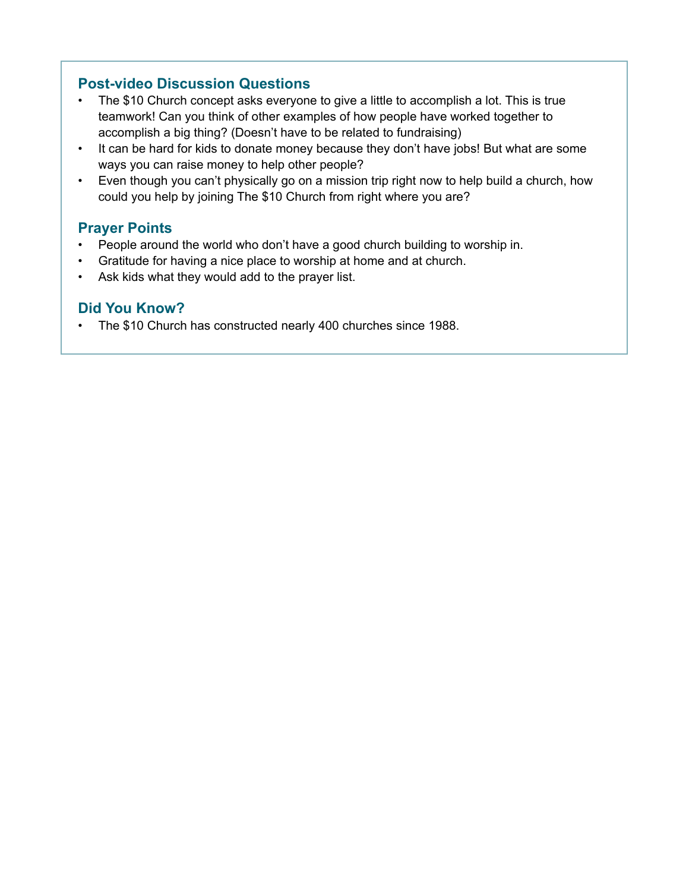## Post-video Discussion Questions

- The $10 Church concept asks everyone to give a little to accomplish a lot. This is true teamwork! Can you think of other examples of how people have worked together to accomplish a big thing? (Doesn't have to be related to fundraising)
- It can be hard for kids to donate money because they don't have jobs! But what are some ways you can raise money to help other people?
- Even though you can't physically go on a mission trip right now to help build a church, how could you help by joining The $10 Church from right where you are?

## Prayer Points

- People around the world who don't have a good church building to worship in.
- Gratitude for having a nice place to worship at home and at church.
- Ask kids what they would add to the prayer list.

## Did You Know?

- The $10 Church has constructed nearly 400 churches since 1988.